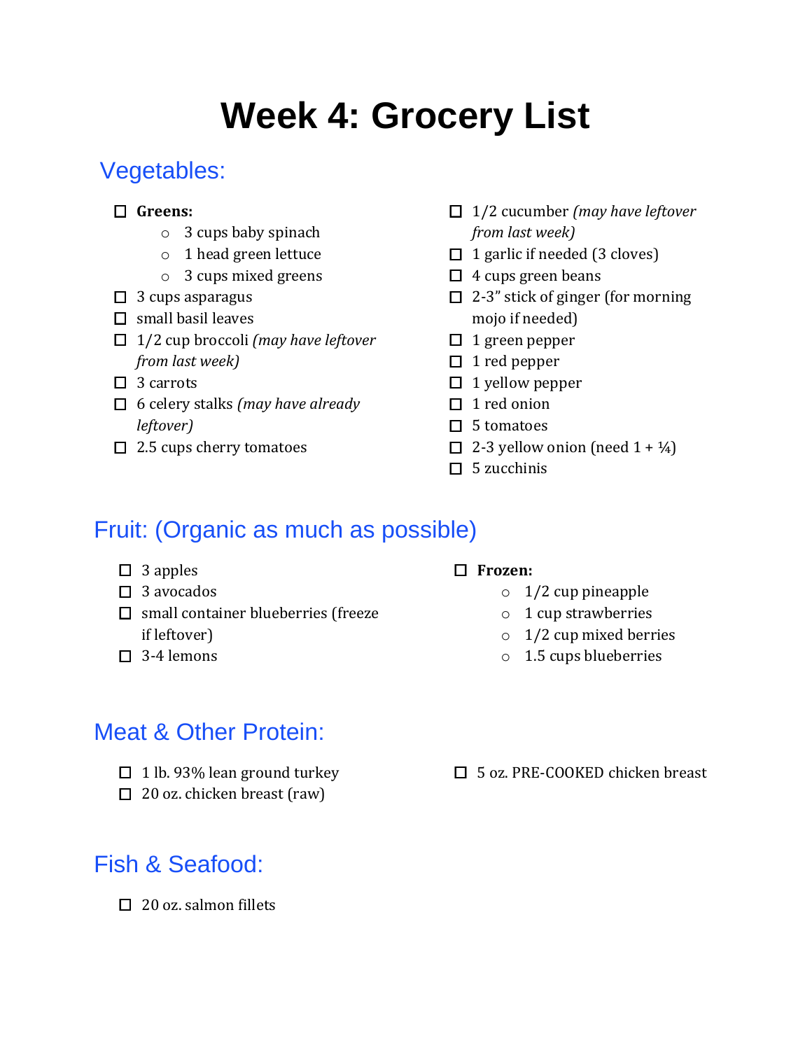# Week 4: Grocery List

## Vegetables:

- [ ] **Greens:**
  - 3 cups baby spinach
  - 1 head green lettuce
  - 3 cups mixed greens
- [ ] 3 cups asparagus
- [ ] small basil leaves
- [ ] 1/2 cup broccoli *(may have leftover from last week)*
- [ ] 3 carrots
- [ ] 6 celery stalks *(may have already leftover)*
- [ ] 2.5 cups cherry tomatoes
- [ ] 1/2 cucumber *(may have leftover from last week)*
- [ ] 1 garlic if needed (3 cloves)
- [ ] 4 cups green beans
- [ ] 2-3" stick of ginger (for morning mojo if needed)
- [ ] 1 green pepper
- [ ] 1 red pepper
- [ ] 1 yellow pepper
- [ ] 1 red onion
- [ ] 5 tomatoes
- [ ] 2-3 yellow onion (need 1 + ¼)
- [ ] 5 zucchinis

## Fruit: (Organic as much as possible)

- [ ] 3 apples
- [ ] 3 avocados
- [ ] small container blueberries (freeze if leftover)
- [ ] 3-4 lemons
- [ ] **Frozen:**
  - 1/2 cup pineapple
  - 1 cup strawberries
  - 1/2 cup mixed berries
  - 1.5 cups blueberries

## Meat & Other Protein:

- [ ] 1 lb. 93% lean ground turkey
- [ ] 20 oz. chicken breast (raw)
- [ ] 5 oz. PRE-COOKED chicken breast

## Fish & Seafood:

- [ ] 20 oz. salmon fillets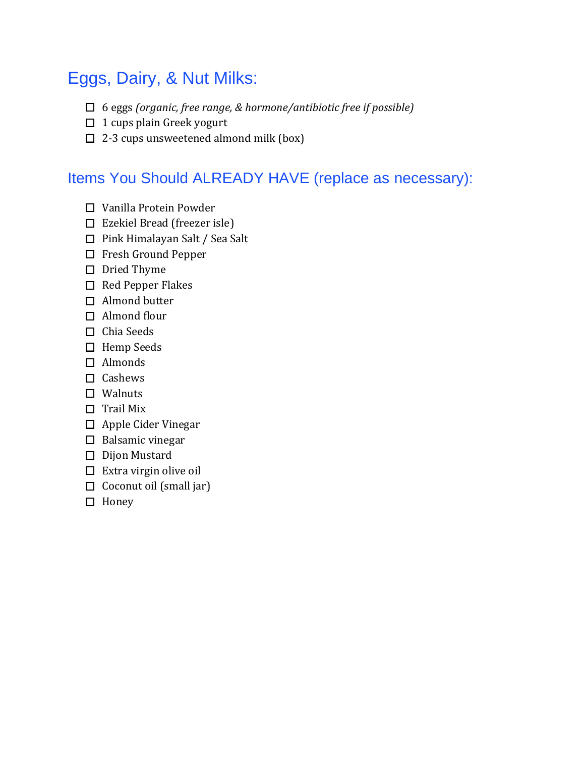## Eggs, Dairy, & Nut Milks:

- [ ] 6 eggs *(organic, free range, & hormone/antibiotic free if possible)*
- [ ] 1 cups plain Greek yogurt
- [ ] 2-3 cups unsweetened almond milk (box)

## Items You Should ALREADY HAVE (replace as necessary):

- [ ] Vanilla Protein Powder
- [ ] Ezekiel Bread (freezer isle)
- [ ] Pink Himalayan Salt / Sea Salt
- [ ] Fresh Ground Pepper
- [ ] Dried Thyme
- [ ] Red Pepper Flakes
- [ ] Almond butter
- [ ] Almond flour
- [ ] Chia Seeds
- [ ] Hemp Seeds
- [ ] Almonds
- [ ] Cashews
- [ ] Walnuts
- [ ] Trail Mix
- [ ] Apple Cider Vinegar
- [ ] Balsamic vinegar
- [ ] Dijon Mustard
- [ ] Extra virgin olive oil
- [ ] Coconut oil (small jar)
- [ ] Honey